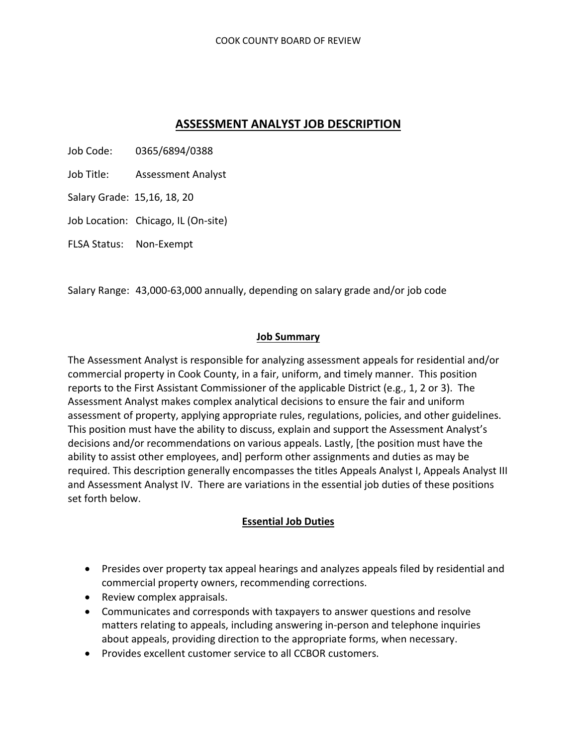COOK COUNTY BOARD OF REVIEW

# ASSESSMENT ANALYST JOB DESCRIPTION

Job Code: 0365/6894/0388

Job Title: Assessment Analyst

Salary Grade: 15,16, 18, 20

Job Location: Chicago, IL (On-site)

FLSA Status: Non-Exempt

Salary Range: 43,000-63,000 annually, depending on salary grade and/or job code

## Job Summary

The Assessment Analyst is responsible for analyzing assessment appeals for residential and/or commercial property in Cook County, in a fair, uniform, and timely manner. This position reports to the First Assistant Commissioner of the applicable District (e.g., 1, 2 or 3). The Assessment Analyst makes complex analytical decisions to ensure the fair and uniform assessment of property, applying appropriate rules, regulations, policies, and other guidelines. This position must have the ability to discuss, explain and support the Assessment Analyst's decisions and/or recommendations on various appeals. Lastly, [the position must have the ability to assist other employees, and] perform other assignments and duties as may be required. This description generally encompasses the titles Appeals Analyst I, Appeals Analyst III and Assessment Analyst IV. There are variations in the essential job duties of these positions set forth below.

## Essential Job Duties

- Presides over property tax appeal hearings and analyzes appeals filed by residential and commercial property owners, recommending corrections.
- Review complex appraisals.
- Communicates and corresponds with taxpayers to answer questions and resolve matters relating to appeals, including answering in-person and telephone inquiries about appeals, providing direction to the appropriate forms, when necessary.
- Provides excellent customer service to all CCBOR customers.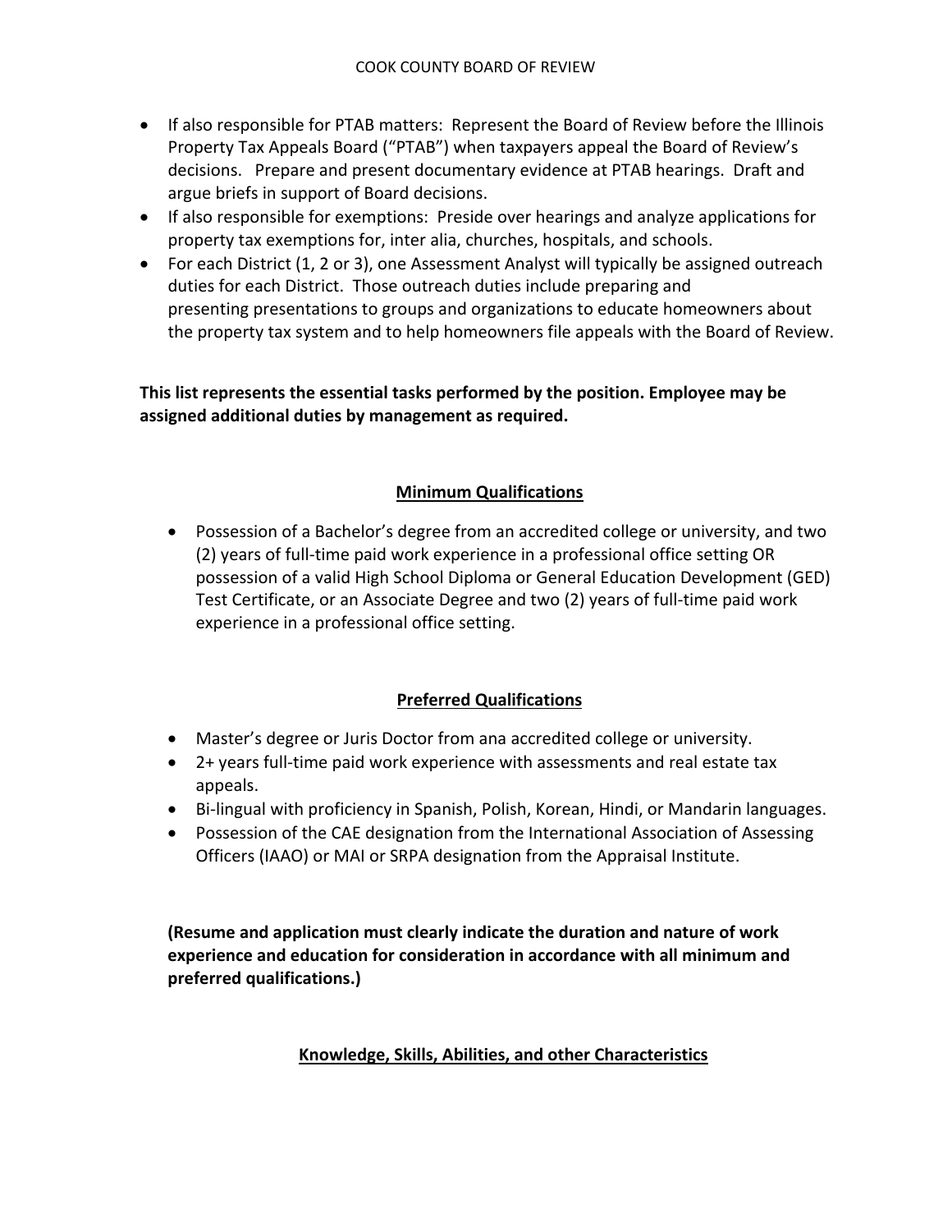- If also responsible for PTAB matters: Represent the Board of Review before the Illinois Property Tax Appeals Board ("PTAB") when taxpayers appeal the Board of Review's decisions. Prepare and present documentary evidence at PTAB hearings. Draft and argue briefs in support of Board decisions.
- If also responsible for exemptions: Preside over hearings and analyze applications for property tax exemptions for, inter alia, churches, hospitals, and schools.
- For each District (1, 2 or 3), one Assessment Analyst will typically be assigned outreach duties for each District. Those outreach duties include preparing and presenting presentations to groups and organizations to educate homeowners about the property tax system and to help homeowners file appeals with the Board of Review.

**This list represents the essential tasks performed by the position. Employee may be assigned additional duties by management as required.**

## Minimum Qualifications

- Possession of a Bachelor's degree from an accredited college or university, and two (2) years of full-time paid work experience in a professional office setting OR possession of a valid High School Diploma or General Education Development (GED) Test Certificate, or an Associate Degree and two (2) years of full-time paid work experience in a professional office setting.

## Preferred Qualifications

- Master's degree or Juris Doctor from ana accredited college or university.
- 2+ years full-time paid work experience with assessments and real estate tax appeals.
- Bi-lingual with proficiency in Spanish, Polish, Korean, Hindi, or Mandarin languages.
- Possession of the CAE designation from the International Association of Assessing Officers (IAAO) or MAI or SRPA designation from the Appraisal Institute.

**(Resume and application must clearly indicate the duration and nature of work experience and education for consideration in accordance with all minimum and preferred qualifications.)**

## Knowledge, Skills, Abilities, and other Characteristics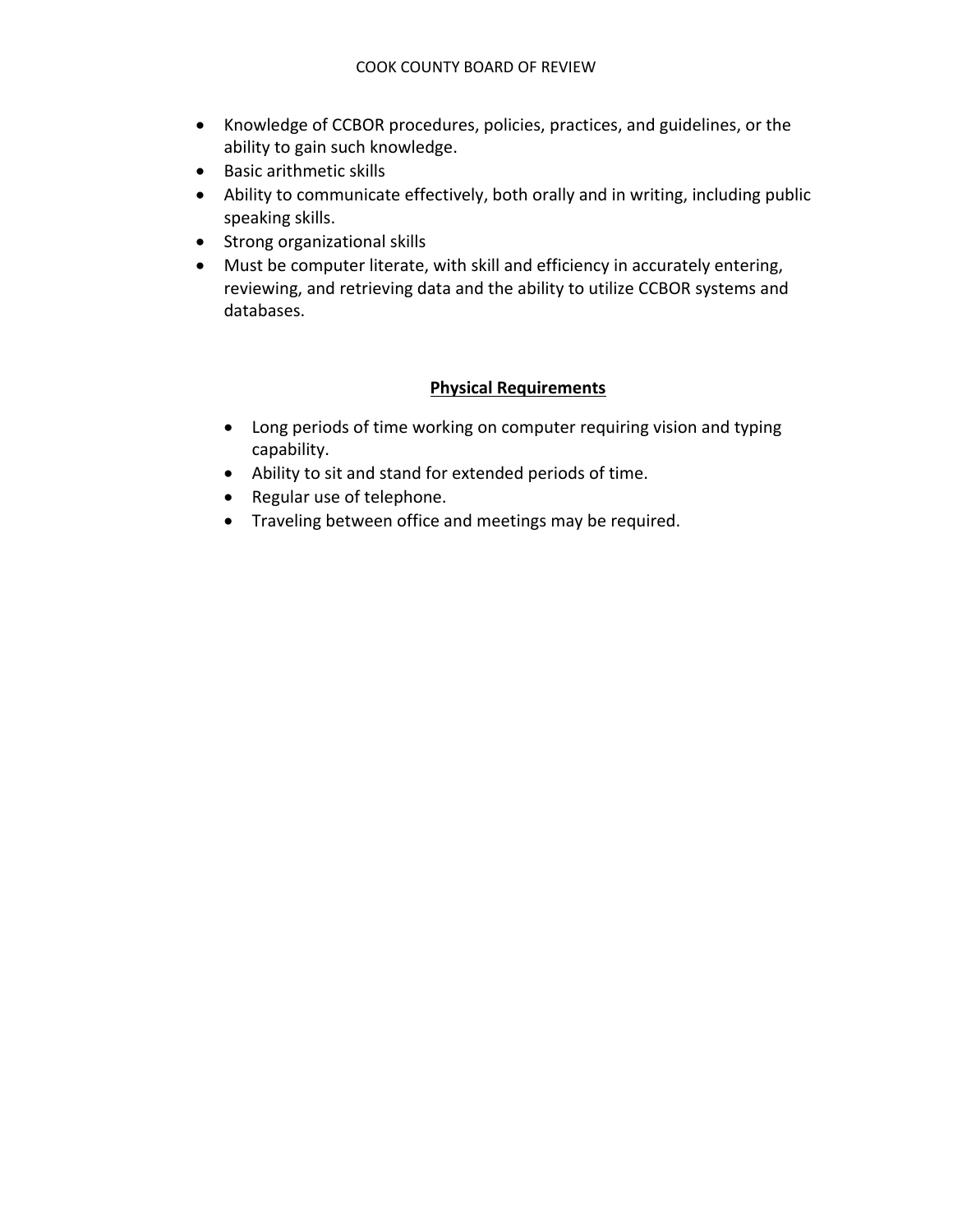- Knowledge of CCBOR procedures, policies, practices, and guidelines, or the ability to gain such knowledge.
- Basic arithmetic skills
- Ability to communicate effectively, both orally and in writing, including public speaking skills.
- Strong organizational skills
- Must be computer literate, with skill and efficiency in accurately entering, reviewing, and retrieving data and the ability to utilize CCBOR systems and databases.

## Physical Requirements

- Long periods of time working on computer requiring vision and typing capability.
- Ability to sit and stand for extended periods of time.
- Regular use of telephone.
- Traveling between office and meetings may be required.